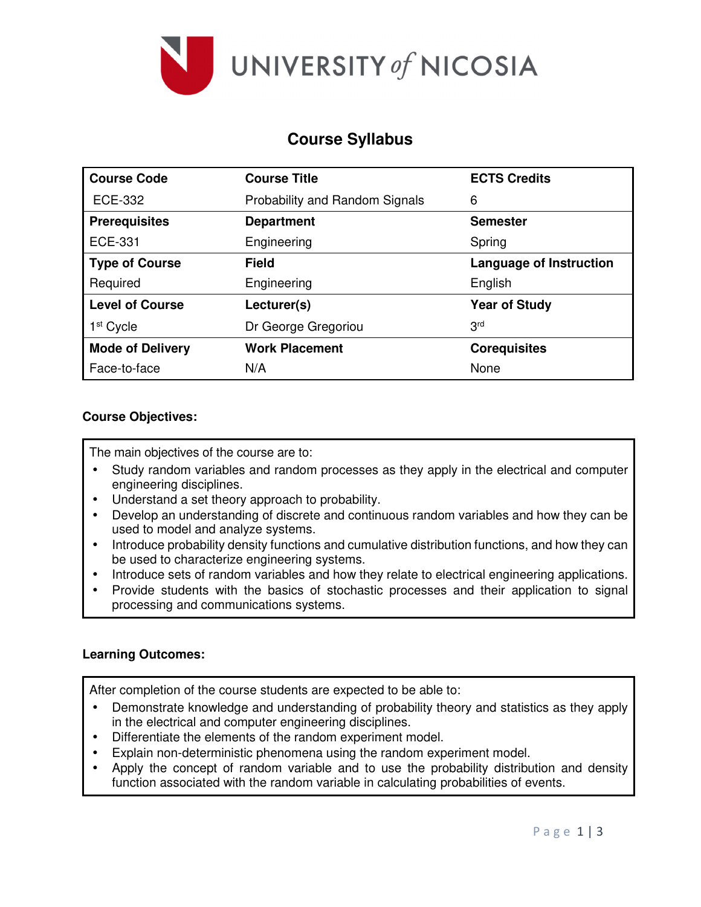UNIVERSITY of NICOSIA

# Course Syllabus

| Course Code | Course Title | ECTS Credits |
|---|---|---|
| ECE-332 | Probability and Random Signals | 6 |
| **Prerequisites** | **Department** | **Semester** |
| ECE-331 | Engineering | Spring |
| **Type of Course** | **Field** | **Language of Instruction** |
| Required | Engineering | English |
| **Level of Course** | **Lecturer(s)** | **Year of Study** |
| 1st Cycle | Dr George Gregoriou | 3rd |
| **Mode of Delivery** | **Work Placement** | **Corequisites** |
| Face-to-face | N/A | None |

**Course Objectives:**

The main objectives of the course are to:

- Study random variables and random processes as they apply in the electrical and computer engineering disciplines.
- Understand a set theory approach to probability.
- Develop an understanding of discrete and continuous random variables and how they can be used to model and analyze systems.
- Introduce probability density functions and cumulative distribution functions, and how they can be used to characterize engineering systems.
- Introduce sets of random variables and how they relate to electrical engineering applications.
- Provide students with the basics of stochastic processes and their application to signal processing and communications systems.

**Learning Outcomes:**

After completion of the course students are expected to be able to:

- Demonstrate knowledge and understanding of probability theory and statistics as they apply in the electrical and computer engineering disciplines.
- Differentiate the elements of the random experiment model.
- Explain non-deterministic phenomena using the random experiment model.
- Apply the concept of random variable and to use the probability distribution and density function associated with the random variable in calculating probabilities of events.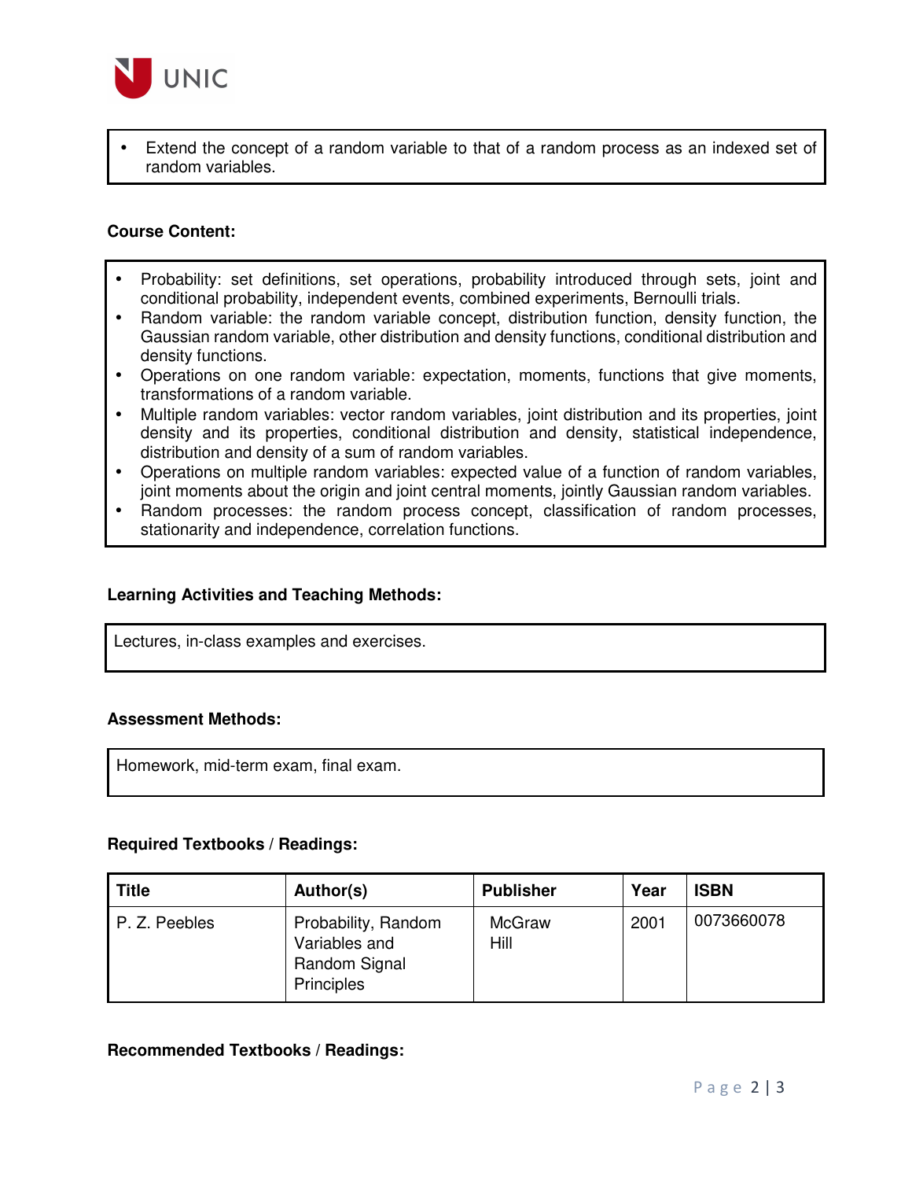- Extend the concept of a random variable to that of a random process as an indexed set of random variables.

**Course Content:**

- Probability: set definitions, set operations, probability introduced through sets, joint and conditional probability, independent events, combined experiments, Bernoulli trials.
- Random variable: the random variable concept, distribution function, density function, the Gaussian random variable, other distribution and density functions, conditional distribution and density functions.
- Operations on one random variable: expectation, moments, functions that give moments, transformations of a random variable.
- Multiple random variables: vector random variables, joint distribution and its properties, joint density and its properties, conditional distribution and density, statistical independence, distribution and density of a sum of random variables.
- Operations on multiple random variables: expected value of a function of random variables, joint moments about the origin and joint central moments, jointly Gaussian random variables.
- Random processes: the random process concept, classification of random processes, stationarity and independence, correlation functions.

**Learning Activities and Teaching Methods:**

Lectures, in-class examples and exercises.

**Assessment Methods:**

Homework, mid-term exam, final exam.

**Required Textbooks / Readings:**

| Title | Author(s) | Publisher | Year | ISBN |
|---|---|---|---|---|
| P. Z. Peebles | Probability, Random Variables and Random Signal Principles | McGraw Hill | 2001 | 0073660078 |

**Recommended Textbooks / Readings:**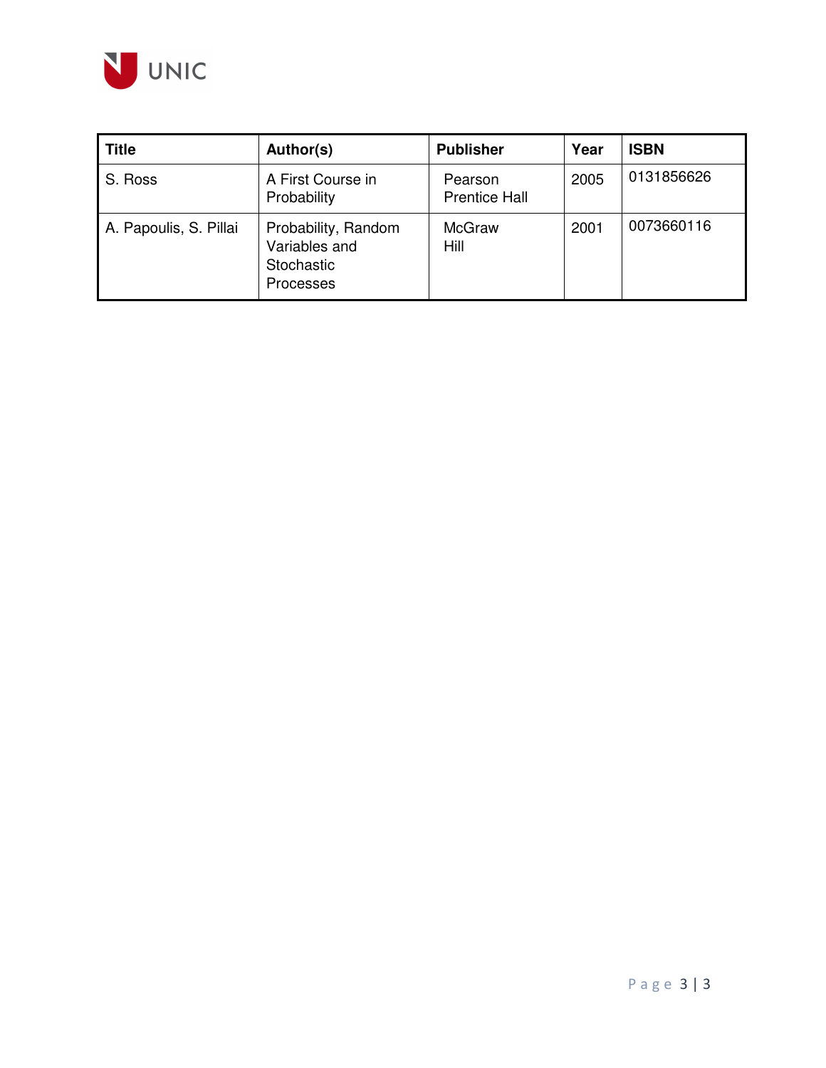| Title | Author(s) | Publisher | Year | ISBN |
|---|---|---|---|---|
| S. Ross | A First Course in Probability | Pearson Prentice Hall | 2005 | 0131856626 |
| A. Papoulis, S. Pillai | Probability, Random Variables and Stochastic Processes | McGraw Hill | 2001 | 0073660116 |